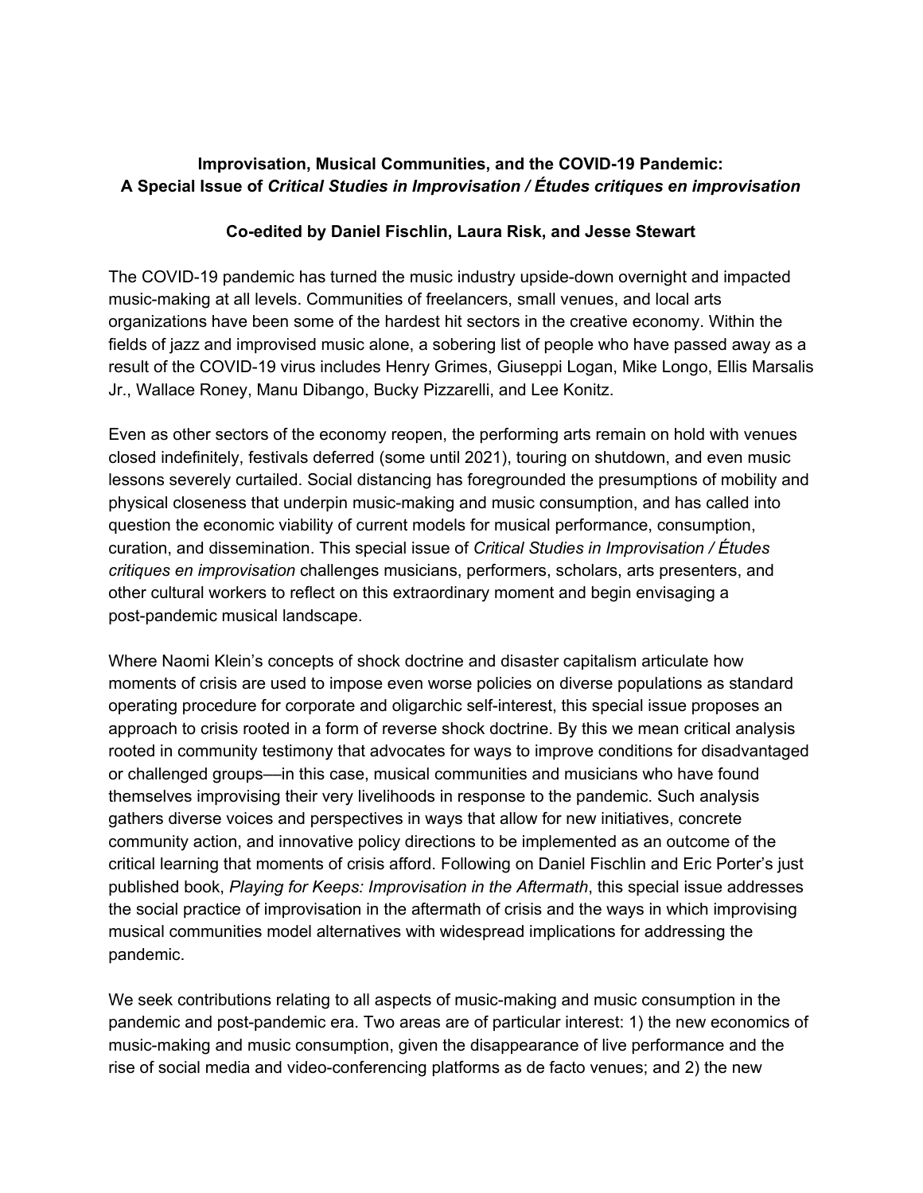**Improvisation, Musical Communities, and the COVID-19 Pandemic:**
**A Special Issue of *Critical Studies in Improvisation / Études critiques en improvisation***

**Co-edited by Daniel Fischlin, Laura Risk, and Jesse Stewart**

The COVID-19 pandemic has turned the music industry upside-down overnight and impacted music-making at all levels. Communities of freelancers, small venues, and local arts organizations have been some of the hardest hit sectors in the creative economy. Within the fields of jazz and improvised music alone, a sobering list of people who have passed away as a result of the COVID-19 virus includes Henry Grimes, Giuseppi Logan, Mike Longo, Ellis Marsalis Jr., Wallace Roney, Manu Dibango, Bucky Pizzarelli, and Lee Konitz.

Even as other sectors of the economy reopen, the performing arts remain on hold with venues closed indefinitely, festivals deferred (some until 2021), touring on shutdown, and even music lessons severely curtailed. Social distancing has foregrounded the presumptions of mobility and physical closeness that underpin music-making and music consumption, and has called into question the economic viability of current models for musical performance, consumption, curation, and dissemination. This special issue of *Critical Studies in Improvisation / Études critiques en improvisation* challenges musicians, performers, scholars, arts presenters, and other cultural workers to reflect on this extraordinary moment and begin envisaging a post-pandemic musical landscape.

Where Naomi Klein's concepts of shock doctrine and disaster capitalism articulate how moments of crisis are used to impose even worse policies on diverse populations as standard operating procedure for corporate and oligarchic self-interest, this special issue proposes an approach to crisis rooted in a form of reverse shock doctrine. By this we mean critical analysis rooted in community testimony that advocates for ways to improve conditions for disadvantaged or challenged groups—in this case, musical communities and musicians who have found themselves improvising their very livelihoods in response to the pandemic. Such analysis gathers diverse voices and perspectives in ways that allow for new initiatives, concrete community action, and innovative policy directions to be implemented as an outcome of the critical learning that moments of crisis afford. Following on Daniel Fischlin and Eric Porter's just published book, *Playing for Keeps: Improvisation in the Aftermath*, this special issue addresses the social practice of improvisation in the aftermath of crisis and the ways in which improvising musical communities model alternatives with widespread implications for addressing the pandemic.

We seek contributions relating to all aspects of music-making and music consumption in the pandemic and post-pandemic era. Two areas are of particular interest: 1) the new economics of music-making and music consumption, given the disappearance of live performance and the rise of social media and video-conferencing platforms as de facto venues; and 2) the new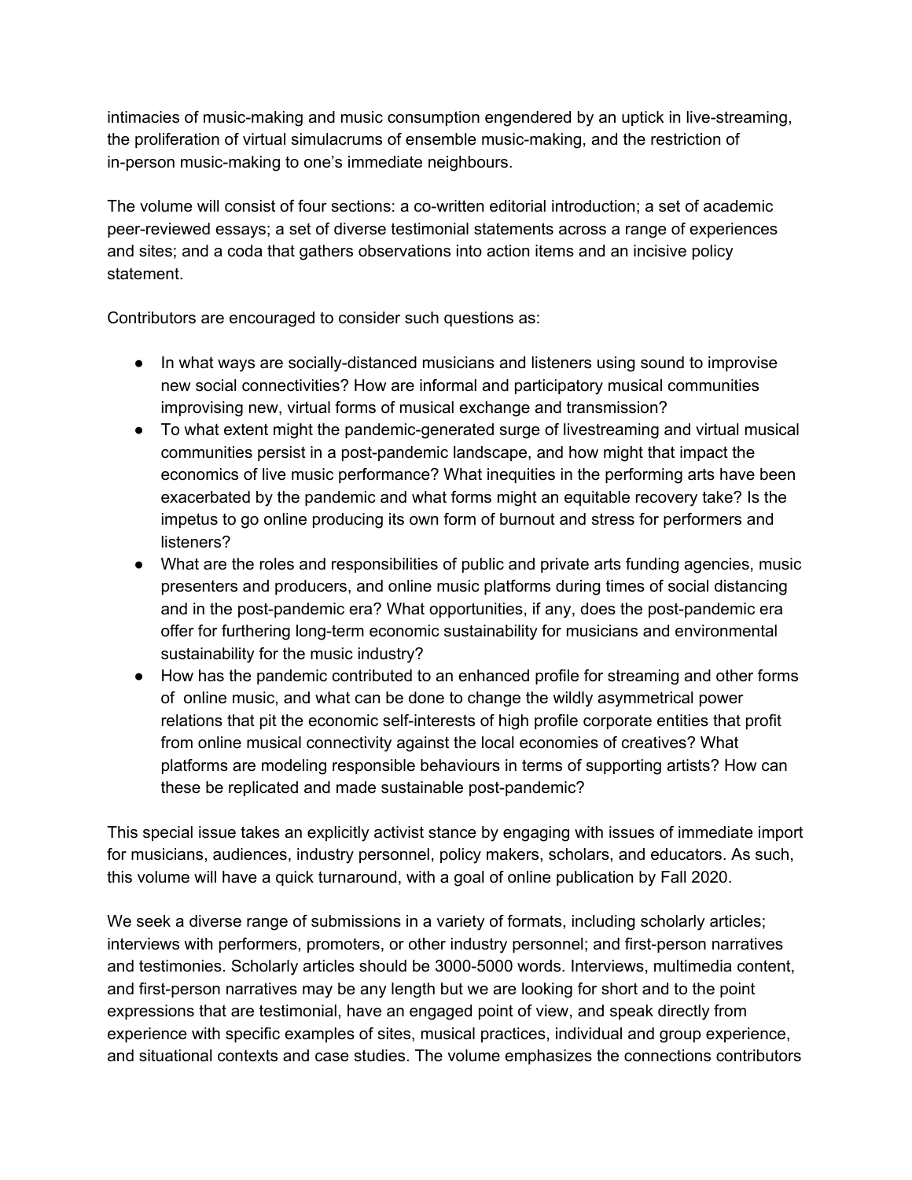intimacies of music-making and music consumption engendered by an uptick in live-streaming, the proliferation of virtual simulacrums of ensemble music-making, and the restriction of in-person music-making to one's immediate neighbours.

The volume will consist of four sections: a co-written editorial introduction; a set of academic peer-reviewed essays; a set of diverse testimonial statements across a range of experiences and sites; and a coda that gathers observations into action items and an incisive policy statement.

Contributors are encouraged to consider such questions as:

- In what ways are socially-distanced musicians and listeners using sound to improvise new social connectivities? How are informal and participatory musical communities improvising new, virtual forms of musical exchange and transmission?
- To what extent might the pandemic-generated surge of livestreaming and virtual musical communities persist in a post-pandemic landscape, and how might that impact the economics of live music performance? What inequities in the performing arts have been exacerbated by the pandemic and what forms might an equitable recovery take? Is the impetus to go online producing its own form of burnout and stress for performers and listeners?
- What are the roles and responsibilities of public and private arts funding agencies, music presenters and producers, and online music platforms during times of social distancing and in the post-pandemic era? What opportunities, if any, does the post-pandemic era offer for furthering long-term economic sustainability for musicians and environmental sustainability for the music industry?
- How has the pandemic contributed to an enhanced profile for streaming and other forms of online music, and what can be done to change the wildly asymmetrical power relations that pit the economic self-interests of high profile corporate entities that profit from online musical connectivity against the local economies of creatives? What platforms are modeling responsible behaviours in terms of supporting artists? How can these be replicated and made sustainable post-pandemic?

This special issue takes an explicitly activist stance by engaging with issues of immediate import for musicians, audiences, industry personnel, policy makers, scholars, and educators. As such, this volume will have a quick turnaround, with a goal of online publication by Fall 2020.

We seek a diverse range of submissions in a variety of formats, including scholarly articles; interviews with performers, promoters, or other industry personnel; and first-person narratives and testimonies. Scholarly articles should be 3000-5000 words. Interviews, multimedia content, and first-person narratives may be any length but we are looking for short and to the point expressions that are testimonial, have an engaged point of view, and speak directly from experience with specific examples of sites, musical practices, individual and group experience, and situational contexts and case studies. The volume emphasizes the connections contributors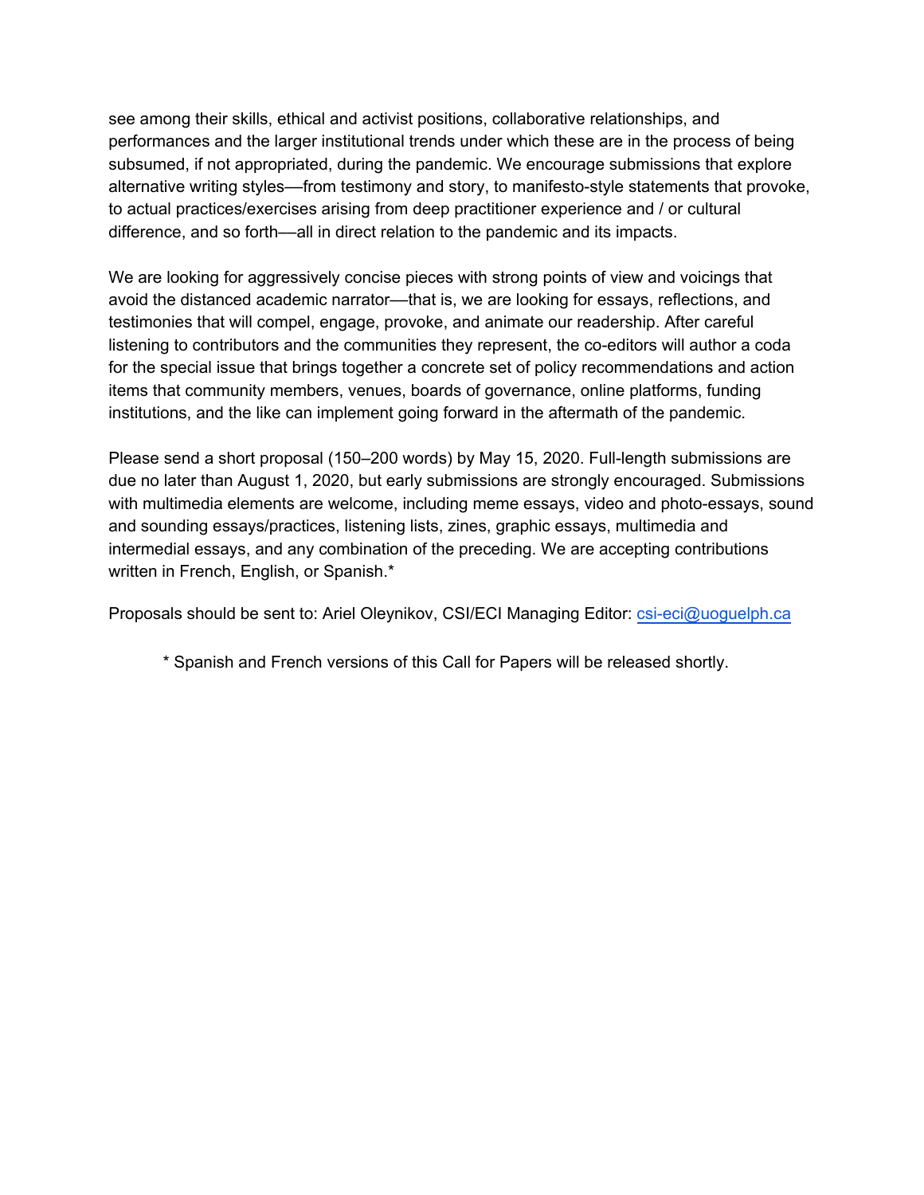see among their skills, ethical and activist positions, collaborative relationships, and performances and the larger institutional trends under which these are in the process of being subsumed, if not appropriated, during the pandemic. We encourage submissions that explore alternative writing styles—from testimony and story, to manifesto-style statements that provoke, to actual practices/exercises arising from deep practitioner experience and / or cultural difference, and so forth—all in direct relation to the pandemic and its impacts.

We are looking for aggressively concise pieces with strong points of view and voicings that avoid the distanced academic narrator—that is, we are looking for essays, reflections, and testimonies that will compel, engage, provoke, and animate our readership. After careful listening to contributors and the communities they represent, the co-editors will author a coda for the special issue that brings together a concrete set of policy recommendations and action items that community members, venues, boards of governance, online platforms, funding institutions, and the like can implement going forward in the aftermath of the pandemic.

Please send a short proposal (150–200 words) by May 15, 2020. Full-length submissions are due no later than August 1, 2020, but early submissions are strongly encouraged. Submissions with multimedia elements are welcome, including meme essays, video and photo-essays, sound and sounding essays/practices, listening lists, zines, graphic essays, multimedia and intermedial essays, and any combination of the preceding. We are accepting contributions written in French, English, or Spanish.*

Proposals should be sent to: Ariel Oleynikov, CSI/ECI Managing Editor: csi-eci@uoguelph.ca

\* Spanish and French versions of this Call for Papers will be released shortly.